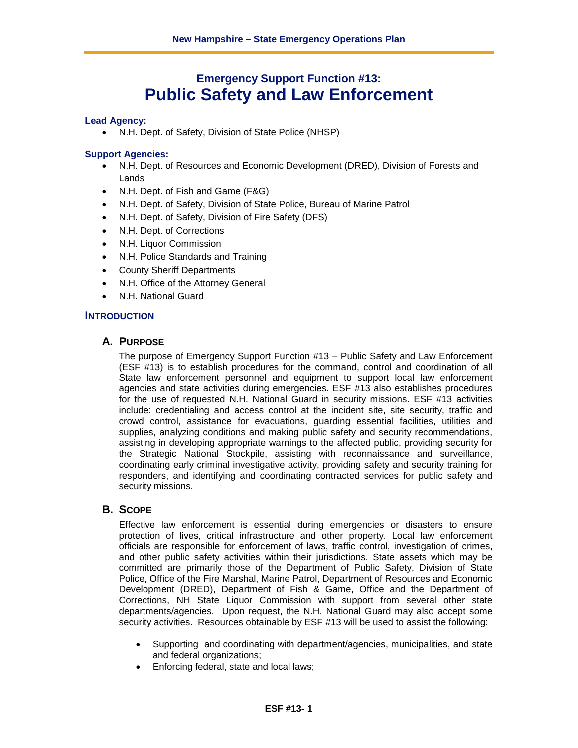# Emergency Support Function #13: Public Safety and Law Enforcement

**Lead Agency:**

- N.H. Dept. of Safety, Division of State Police (NHSP)

**Support Agencies:**

- N.H. Dept. of Resources and Economic Development (DRED), Division of Forests and Lands
- N.H. Dept. of Fish and Game (F&G)
- N.H. Dept. of Safety, Division of State Police, Bureau of Marine Patrol
- N.H. Dept. of Safety, Division of Fire Safety (DFS)
- N.H. Dept. of Corrections
- N.H. Liquor Commission
- N.H. Police Standards and Training
- County Sheriff Departments
- N.H. Office of the Attorney General
- N.H. National Guard

## INTRODUCTION

### A. PURPOSE

The purpose of Emergency Support Function #13 – Public Safety and Law Enforcement (ESF #13) is to establish procedures for the command, control and coordination of all State law enforcement personnel and equipment to support local law enforcement agencies and state activities during emergencies. ESF #13 also establishes procedures for the use of requested N.H. National Guard in security missions. ESF #13 activities include: credentialing and access control at the incident site, site security, traffic and crowd control, assistance for evacuations, guarding essential facilities, utilities and supplies, analyzing conditions and making public safety and security recommendations, assisting in developing appropriate warnings to the affected public, providing security for the Strategic National Stockpile, assisting with reconnaissance and surveillance, coordinating early criminal investigative activity, providing safety and security training for responders, and identifying and coordinating contracted services for public safety and security missions.

### B. SCOPE

Effective law enforcement is essential during emergencies or disasters to ensure protection of lives, critical infrastructure and other property. Local law enforcement officials are responsible for enforcement of laws, traffic control, investigation of crimes, and other public safety activities within their jurisdictions. State assets which may be committed are primarily those of the Department of Public Safety, Division of State Police, Office of the Fire Marshal, Marine Patrol, Department of Resources and Economic Development (DRED), Department of Fish & Game, Office and the Department of Corrections, NH State Liquor Commission with support from several other state departments/agencies. Upon request, the N.H. National Guard may also accept some security activities. Resources obtainable by ESF #13 will be used to assist the following:

- Supporting and coordinating with department/agencies, municipalities, and state and federal organizations;
- Enforcing federal, state and local laws;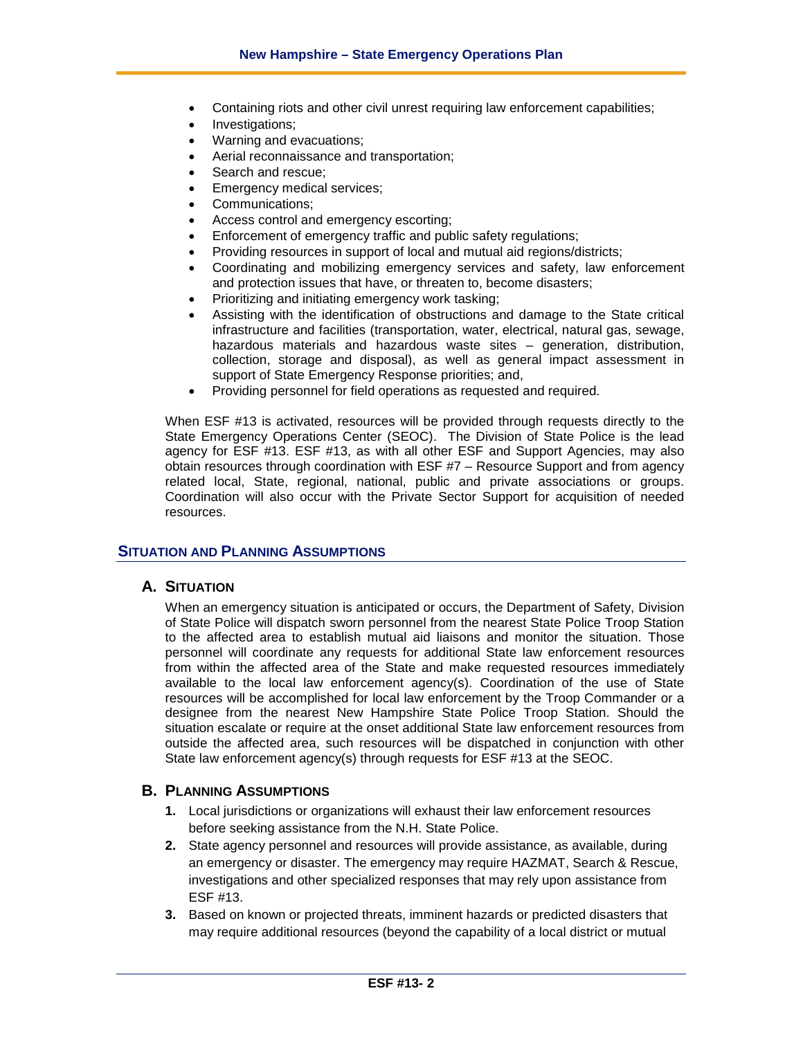- Containing riots and other civil unrest requiring law enforcement capabilities;
- Investigations;
- Warning and evacuations;
- Aerial reconnaissance and transportation;
- Search and rescue;
- Emergency medical services;
- Communications;
- Access control and emergency escorting;
- Enforcement of emergency traffic and public safety regulations;
- Providing resources in support of local and mutual aid regions/districts;
- Coordinating and mobilizing emergency services and safety, law enforcement and protection issues that have, or threaten to, become disasters;
- Prioritizing and initiating emergency work tasking;
- Assisting with the identification of obstructions and damage to the State critical infrastructure and facilities (transportation, water, electrical, natural gas, sewage, hazardous materials and hazardous waste sites – generation, distribution, collection, storage and disposal), as well as general impact assessment in support of State Emergency Response priorities; and,
- Providing personnel for field operations as requested and required.

When ESF #13 is activated, resources will be provided through requests directly to the State Emergency Operations Center (SEOC). The Division of State Police is the lead agency for ESF #13. ESF #13, as with all other ESF and Support Agencies, may also obtain resources through coordination with ESF #7 – Resource Support and from agency related local, State, regional, national, public and private associations or groups. Coordination will also occur with the Private Sector Support for acquisition of needed resources.

## Situation and Planning Assumptions

### A. Situation

When an emergency situation is anticipated or occurs, the Department of Safety, Division of State Police will dispatch sworn personnel from the nearest State Police Troop Station to the affected area to establish mutual aid liaisons and monitor the situation. Those personnel will coordinate any requests for additional State law enforcement resources from within the affected area of the State and make requested resources immediately available to the local law enforcement agency(s). Coordination of the use of State resources will be accomplished for local law enforcement by the Troop Commander or a designee from the nearest New Hampshire State Police Troop Station. Should the situation escalate or require at the onset additional State law enforcement resources from outside the affected area, such resources will be dispatched in conjunction with other State law enforcement agency(s) through requests for ESF #13 at the SEOC.

### B. Planning Assumptions

1. Local jurisdictions or organizations will exhaust their law enforcement resources before seeking assistance from the N.H. State Police.
2. State agency personnel and resources will provide assistance, as available, during an emergency or disaster. The emergency may require HAZMAT, Search & Rescue, investigations and other specialized responses that may rely upon assistance from ESF #13.
3. Based on known or projected threats, imminent hazards or predicted disasters that may require additional resources (beyond the capability of a local district or mutual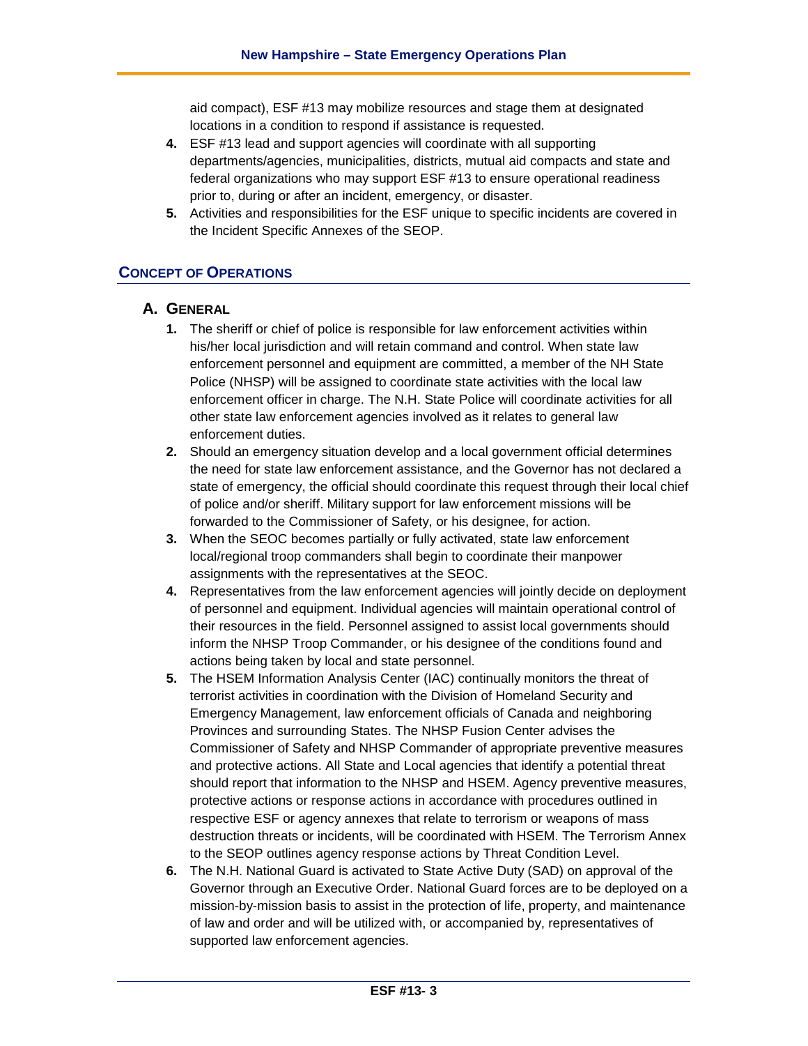aid compact), ESF #13 may mobilize resources and stage them at designated locations in a condition to respond if assistance is requested.

4. ESF #13 lead and support agencies will coordinate with all supporting departments/agencies, municipalities, districts, mutual aid compacts and state and federal organizations who may support ESF #13 to ensure operational readiness prior to, during or after an incident, emergency, or disaster.
5. Activities and responsibilities for the ESF unique to specific incidents are covered in the Incident Specific Annexes of the SEOP.

## CONCEPT OF OPERATIONS

### A. GENERAL

1. The sheriff or chief of police is responsible for law enforcement activities within his/her local jurisdiction and will retain command and control. When state law enforcement personnel and equipment are committed, a member of the NH State Police (NHSP) will be assigned to coordinate state activities with the local law enforcement officer in charge. The N.H. State Police will coordinate activities for all other state law enforcement agencies involved as it relates to general law enforcement duties.
2. Should an emergency situation develop and a local government official determines the need for state law enforcement assistance, and the Governor has not declared a state of emergency, the official should coordinate this request through their local chief of police and/or sheriff. Military support for law enforcement missions will be forwarded to the Commissioner of Safety, or his designee, for action.
3. When the SEOC becomes partially or fully activated, state law enforcement local/regional troop commanders shall begin to coordinate their manpower assignments with the representatives at the SEOC.
4. Representatives from the law enforcement agencies will jointly decide on deployment of personnel and equipment. Individual agencies will maintain operational control of their resources in the field. Personnel assigned to assist local governments should inform the NHSP Troop Commander, or his designee of the conditions found and actions being taken by local and state personnel.
5. The HSEM Information Analysis Center (IAC) continually monitors the threat of terrorist activities in coordination with the Division of Homeland Security and Emergency Management, law enforcement officials of Canada and neighboring Provinces and surrounding States. The NHSP Fusion Center advises the Commissioner of Safety and NHSP Commander of appropriate preventive measures and protective actions. All State and Local agencies that identify a potential threat should report that information to the NHSP and HSEM. Agency preventive measures, protective actions or response actions in accordance with procedures outlined in respective ESF or agency annexes that relate to terrorism or weapons of mass destruction threats or incidents, will be coordinated with HSEM. The Terrorism Annex to the SEOP outlines agency response actions by Threat Condition Level.
6. The N.H. National Guard is activated to State Active Duty (SAD) on approval of the Governor through an Executive Order. National Guard forces are to be deployed on a mission-by-mission basis to assist in the protection of life, property, and maintenance of law and order and will be utilized with, or accompanied by, representatives of supported law enforcement agencies.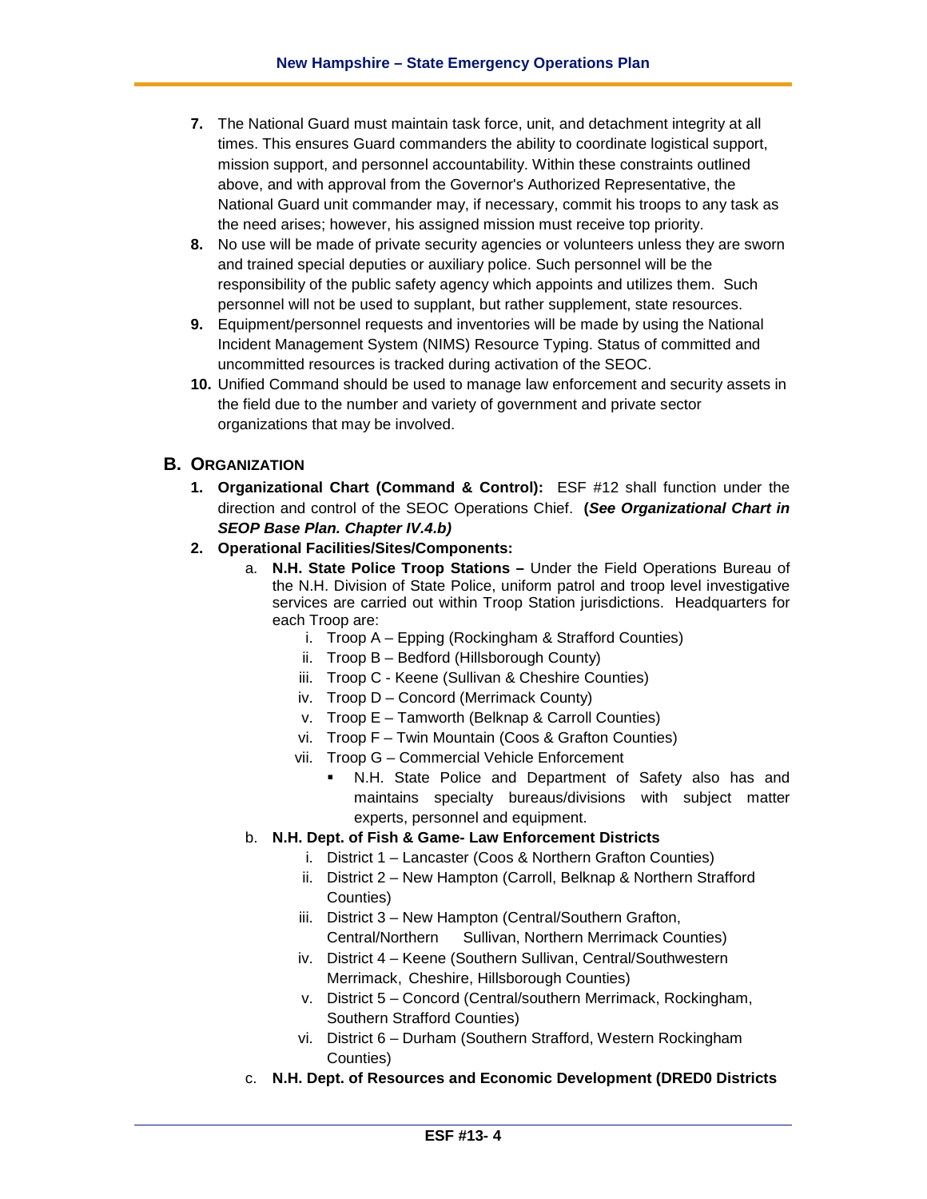7. The National Guard must maintain task force, unit, and detachment integrity at all times. This ensures Guard commanders the ability to coordinate logistical support, mission support, and personnel accountability. Within these constraints outlined above, and with approval from the Governor's Authorized Representative, the National Guard unit commander may, if necessary, commit his troops to any task as the need arises; however, his assigned mission must receive top priority.
8. No use will be made of private security agencies or volunteers unless they are sworn and trained special deputies or auxiliary police. Such personnel will be the responsibility of the public safety agency which appoints and utilizes them. Such personnel will not be used to supplant, but rather supplement, state resources.
9. Equipment/personnel requests and inventories will be made by using the National Incident Management System (NIMS) Resource Typing. Status of committed and uncommitted resources is tracked during activation of the SEOC.
10. Unified Command should be used to manage law enforcement and security assets in the field due to the number and variety of government and private sector organizations that may be involved.

## B. Organization

1. **Organizational Chart (Command & Control):** ESF #12 shall function under the direction and control of the SEOC Operations Chief. **(*See Organizational Chart in SEOP Base Plan. Chapter IV.4.b)***
2. **Operational Facilities/Sites/Components:**
   a. **N.H. State Police Troop Stations –** Under the Field Operations Bureau of the N.H. Division of State Police, uniform patrol and troop level investigative services are carried out within Troop Station jurisdictions. Headquarters for each Troop are:
      i. Troop A – Epping (Rockingham & Strafford Counties)
      ii. Troop B – Bedford (Hillsborough County)
      iii. Troop C - Keene (Sullivan & Cheshire Counties)
      iv. Troop D – Concord (Merrimack County)
      v. Troop E – Tamworth (Belknap & Carroll Counties)
      vi. Troop F – Twin Mountain (Coos & Grafton Counties)
      vii. Troop G – Commercial Vehicle Enforcement
         - N.H. State Police and Department of Safety also has and maintains specialty bureaus/divisions with subject matter experts, personnel and equipment.

   b. **N.H. Dept. of Fish & Game- Law Enforcement Districts**
      i. District 1 – Lancaster (Coos & Northern Grafton Counties)
      ii. District 2 – New Hampton (Carroll, Belknap & Northern Strafford Counties)
      iii. District 3 – New Hampton (Central/Southern Grafton, Central/Northern Sullivan, Northern Merrimack Counties)
      iv. District 4 – Keene (Southern Sullivan, Central/Southwestern Merrimack, Cheshire, Hillsborough Counties)
      v. District 5 – Concord (Central/southern Merrimack, Rockingham, Southern Strafford Counties)
      vi. District 6 – Durham (Southern Strafford, Western Rockingham Counties)

   c. **N.H. Dept. of Resources and Economic Development (DRED0 Districts**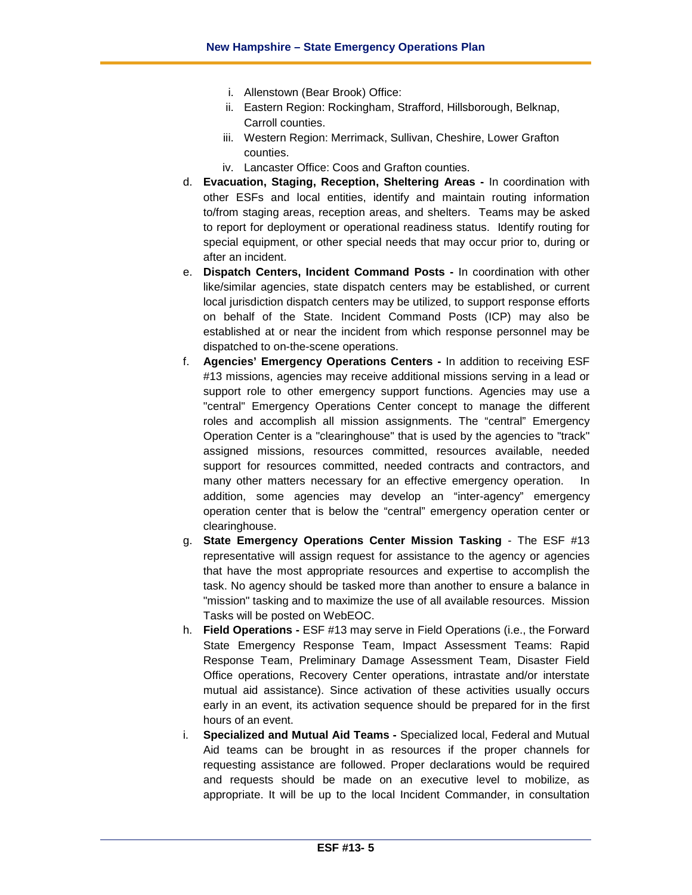i. Allenstown (Bear Brook) Office:
   ii. Eastern Region: Rockingham, Strafford, Hillsborough, Belknap, Carroll counties.
   iii. Western Region: Merrimack, Sullivan, Cheshire, Lower Grafton counties.
   iv. Lancaster Office: Coos and Grafton counties.

d. **Evacuation, Staging, Reception, Sheltering Areas -** In coordination with other ESFs and local entities, identify and maintain routing information to/from staging areas, reception areas, and shelters. Teams may be asked to report for deployment or operational readiness status. Identify routing for special equipment, or other special needs that may occur prior to, during or after an incident.

e. **Dispatch Centers, Incident Command Posts -** In coordination with other like/similar agencies, state dispatch centers may be established, or current local jurisdiction dispatch centers may be utilized, to support response efforts on behalf of the State. Incident Command Posts (ICP) may also be established at or near the incident from which response personnel may be dispatched to on-the-scene operations.

f. **Agencies' Emergency Operations Centers -** In addition to receiving ESF #13 missions, agencies may receive additional missions serving in a lead or support role to other emergency support functions. Agencies may use a "central" Emergency Operations Center concept to manage the different roles and accomplish all mission assignments. The "central" Emergency Operation Center is a "clearinghouse" that is used by the agencies to "track" assigned missions, resources committed, resources available, needed support for resources committed, needed contracts and contractors, and many other matters necessary for an effective emergency operation. In addition, some agencies may develop an "inter-agency" emergency operation center that is below the "central" emergency operation center or clearinghouse.

g. **State Emergency Operations Center Mission Tasking** - The ESF #13 representative will assign request for assistance to the agency or agencies that have the most appropriate resources and expertise to accomplish the task. No agency should be tasked more than another to ensure a balance in "mission" tasking and to maximize the use of all available resources. Mission Tasks will be posted on WebEOC.

h. **Field Operations -** ESF #13 may serve in Field Operations (i.e., the Forward State Emergency Response Team, Impact Assessment Teams: Rapid Response Team, Preliminary Damage Assessment Team, Disaster Field Office operations, Recovery Center operations, intrastate and/or interstate mutual aid assistance). Since activation of these activities usually occurs early in an event, its activation sequence should be prepared for in the first hours of an event.

i. **Specialized and Mutual Aid Teams -** Specialized local, Federal and Mutual Aid teams can be brought in as resources if the proper channels for requesting assistance are followed. Proper declarations would be required and requests should be made on an executive level to mobilize, as appropriate. It will be up to the local Incident Commander, in consultation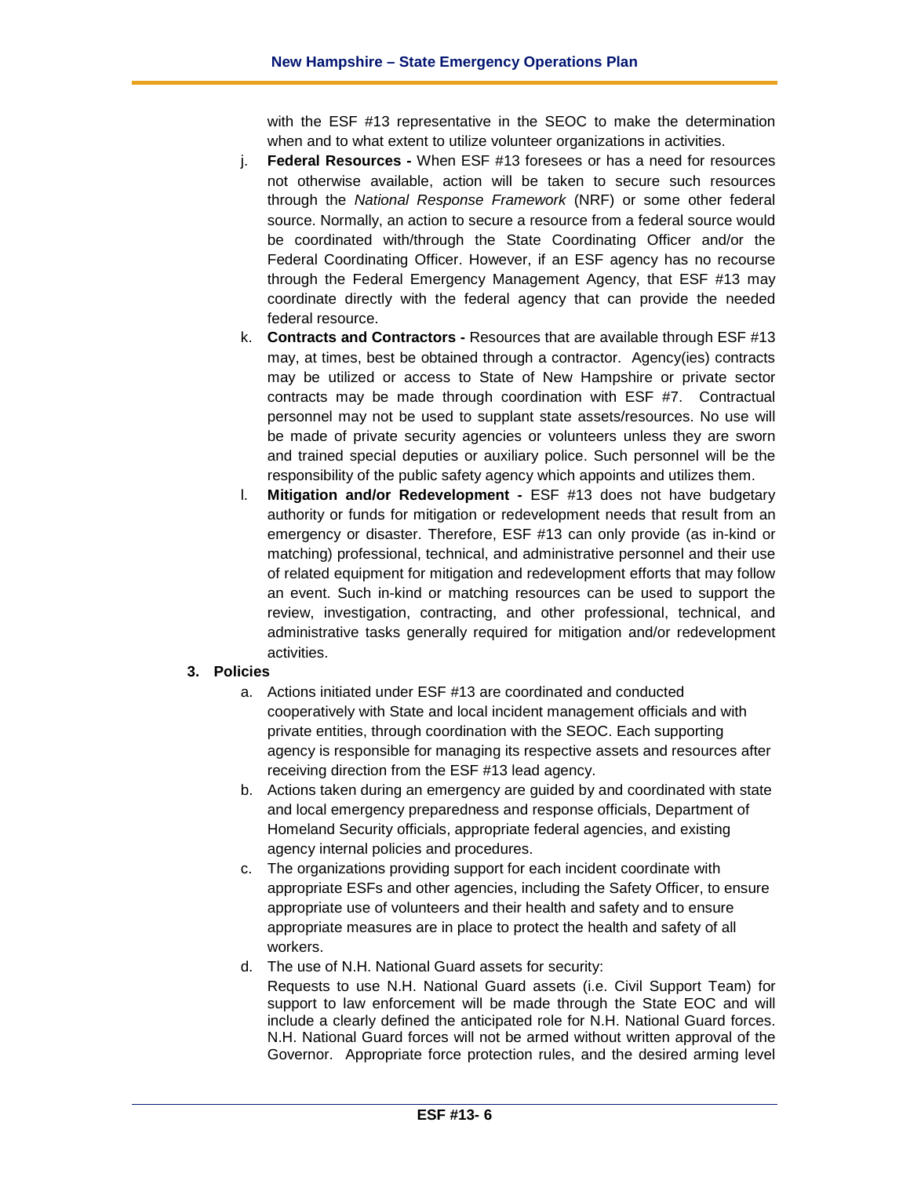with the ESF #13 representative in the SEOC to make the determination when and to what extent to utilize volunteer organizations in activities.

j. **Federal Resources -** When ESF #13 foresees or has a need for resources not otherwise available, action will be taken to secure such resources through the *National Response Framework* (NRF) or some other federal source. Normally, an action to secure a resource from a federal source would be coordinated with/through the State Coordinating Officer and/or the Federal Coordinating Officer. However, if an ESF agency has no recourse through the Federal Emergency Management Agency, that ESF #13 may coordinate directly with the federal agency that can provide the needed federal resource.

k. **Contracts and Contractors -** Resources that are available through ESF #13 may, at times, best be obtained through a contractor. Agency(ies) contracts may be utilized or access to State of New Hampshire or private sector contracts may be made through coordination with ESF #7. Contractual personnel may not be used to supplant state assets/resources. No use will be made of private security agencies or volunteers unless they are sworn and trained special deputies or auxiliary police. Such personnel will be the responsibility of the public safety agency which appoints and utilizes them.

l. **Mitigation and/or Redevelopment -** ESF #13 does not have budgetary authority or funds for mitigation or redevelopment needs that result from an emergency or disaster. Therefore, ESF #13 can only provide (as in-kind or matching) professional, technical, and administrative personnel and their use of related equipment for mitigation and redevelopment efforts that may follow an event. Such in-kind or matching resources can be used to support the review, investigation, contracting, and other professional, technical, and administrative tasks generally required for mitigation and/or redevelopment activities.

**3. Policies**

a. Actions initiated under ESF #13 are coordinated and conducted cooperatively with State and local incident management officials and with private entities, through coordination with the SEOC. Each supporting agency is responsible for managing its respective assets and resources after receiving direction from the ESF #13 lead agency.

b. Actions taken during an emergency are guided by and coordinated with state and local emergency preparedness and response officials, Department of Homeland Security officials, appropriate federal agencies, and existing agency internal policies and procedures.

c. The organizations providing support for each incident coordinate with appropriate ESFs and other agencies, including the Safety Officer, to ensure appropriate use of volunteers and their health and safety and to ensure appropriate measures are in place to protect the health and safety of all workers.

d. The use of N.H. National Guard assets for security:
Requests to use N.H. National Guard assets (i.e. Civil Support Team) for support to law enforcement will be made through the State EOC and will include a clearly defined the anticipated role for N.H. National Guard forces. N.H. National Guard forces will not be armed without written approval of the Governor. Appropriate force protection rules, and the desired arming level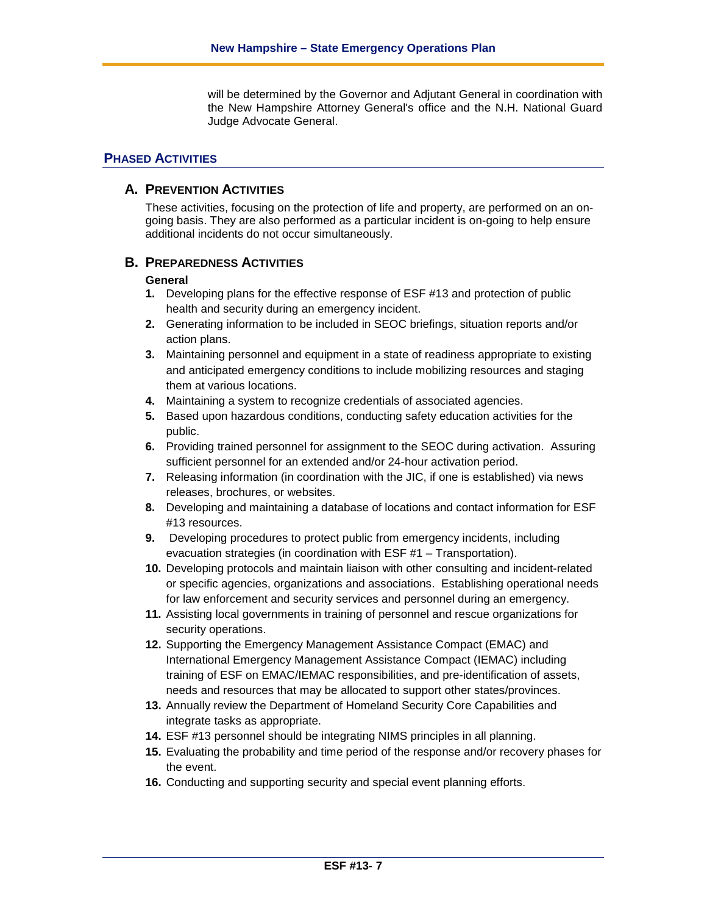will be determined by the Governor and Adjutant General in coordination with the New Hampshire Attorney General's office and the N.H. National Guard Judge Advocate General.

## PHASED ACTIVITIES

### A. PREVENTION ACTIVITIES

These activities, focusing on the protection of life and property, are performed on an on-going basis. They are also performed as a particular incident is on-going to help ensure additional incidents do not occur simultaneously.

### B. PREPAREDNESS ACTIVITIES

**General**

1. Developing plans for the effective response of ESF #13 and protection of public health and security during an emergency incident.
2. Generating information to be included in SEOC briefings, situation reports and/or action plans.
3. Maintaining personnel and equipment in a state of readiness appropriate to existing and anticipated emergency conditions to include mobilizing resources and staging them at various locations.
4. Maintaining a system to recognize credentials of associated agencies.
5. Based upon hazardous conditions, conducting safety education activities for the public.
6. Providing trained personnel for assignment to the SEOC during activation. Assuring sufficient personnel for an extended and/or 24-hour activation period.
7. Releasing information (in coordination with the JIC, if one is established) via news releases, brochures, or websites.
8. Developing and maintaining a database of locations and contact information for ESF #13 resources.
9. Developing procedures to protect public from emergency incidents, including evacuation strategies (in coordination with ESF #1 – Transportation).
10. Developing protocols and maintain liaison with other consulting and incident-related or specific agencies, organizations and associations. Establishing operational needs for law enforcement and security services and personnel during an emergency.
11. Assisting local governments in training of personnel and rescue organizations for security operations.
12. Supporting the Emergency Management Assistance Compact (EMAC) and International Emergency Management Assistance Compact (IEMAC) including training of ESF on EMAC/IEMAC responsibilities, and pre-identification of assets, needs and resources that may be allocated to support other states/provinces.
13. Annually review the Department of Homeland Security Core Capabilities and integrate tasks as appropriate.
14. ESF #13 personnel should be integrating NIMS principles in all planning.
15. Evaluating the probability and time period of the response and/or recovery phases for the event.
16. Conducting and supporting security and special event planning efforts.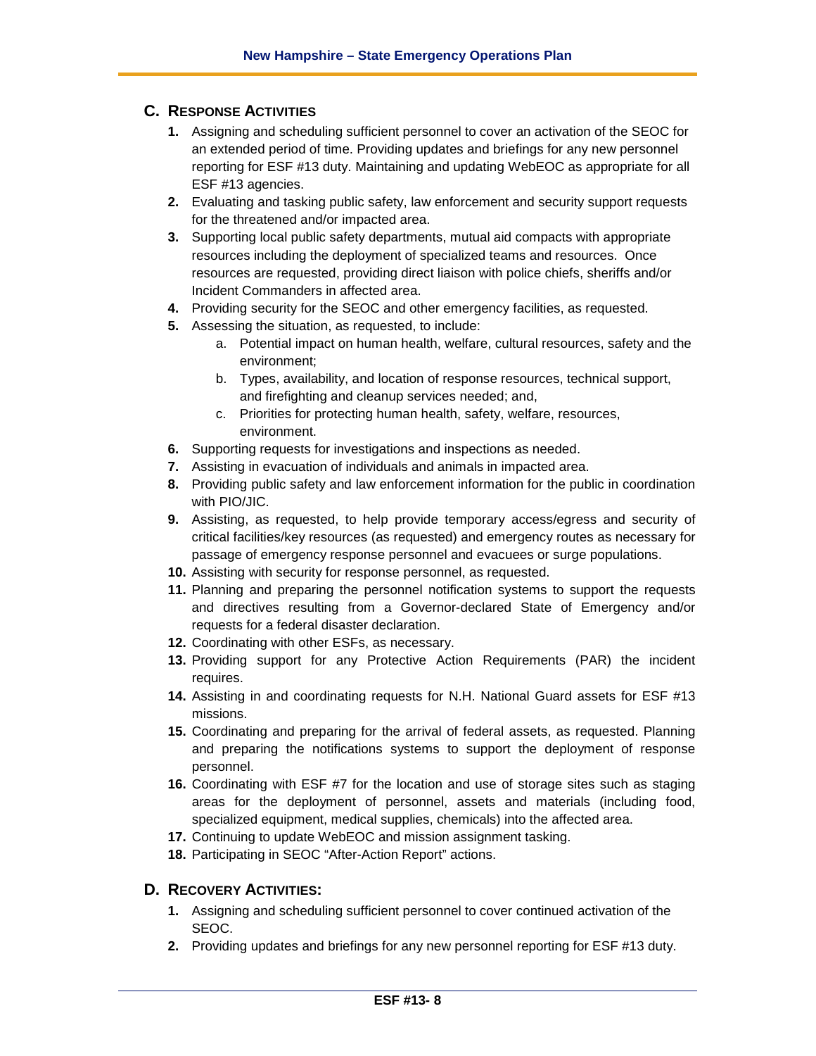## C. Response Activities

1. Assigning and scheduling sufficient personnel to cover an activation of the SEOC for an extended period of time. Providing updates and briefings for any new personnel reporting for ESF #13 duty. Maintaining and updating WebEOC as appropriate for all ESF #13 agencies.
2. Evaluating and tasking public safety, law enforcement and security support requests for the threatened and/or impacted area.
3. Supporting local public safety departments, mutual aid compacts with appropriate resources including the deployment of specialized teams and resources. Once resources are requested, providing direct liaison with police chiefs, sheriffs and/or Incident Commanders in affected area.
4. Providing security for the SEOC and other emergency facilities, as requested.
5. Assessing the situation, as requested, to include:
   a. Potential impact on human health, welfare, cultural resources, safety and the environment;
   b. Types, availability, and location of response resources, technical support, and firefighting and cleanup services needed; and,
   c. Priorities for protecting human health, safety, welfare, resources, environment.
6. Supporting requests for investigations and inspections as needed.
7. Assisting in evacuation of individuals and animals in impacted area.
8. Providing public safety and law enforcement information for the public in coordination with PIO/JIC.
9. Assisting, as requested, to help provide temporary access/egress and security of critical facilities/key resources (as requested) and emergency routes as necessary for passage of emergency response personnel and evacuees or surge populations.
10. Assisting with security for response personnel, as requested.
11. Planning and preparing the personnel notification systems to support the requests and directives resulting from a Governor-declared State of Emergency and/or requests for a federal disaster declaration.
12. Coordinating with other ESFs, as necessary.
13. Providing support for any Protective Action Requirements (PAR) the incident requires.
14. Assisting in and coordinating requests for N.H. National Guard assets for ESF #13 missions.
15. Coordinating and preparing for the arrival of federal assets, as requested. Planning and preparing the notifications systems to support the deployment of response personnel.
16. Coordinating with ESF #7 for the location and use of storage sites such as staging areas for the deployment of personnel, assets and materials (including food, specialized equipment, medical supplies, chemicals) into the affected area.
17. Continuing to update WebEOC and mission assignment tasking.
18. Participating in SEOC "After-Action Report" actions.

## D. Recovery Activities:

1. Assigning and scheduling sufficient personnel to cover continued activation of the SEOC.
2. Providing updates and briefings for any new personnel reporting for ESF #13 duty.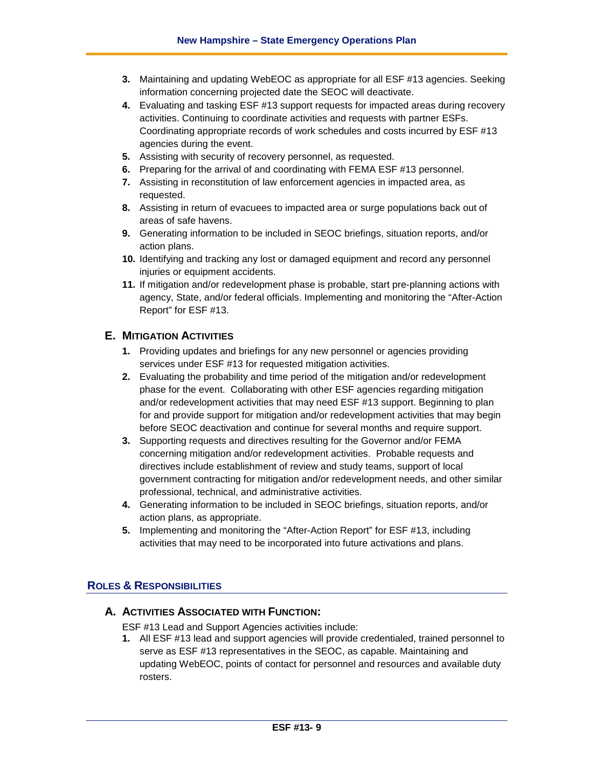3. Maintaining and updating WebEOC as appropriate for all ESF #13 agencies. Seeking information concerning projected date the SEOC will deactivate.
4. Evaluating and tasking ESF #13 support requests for impacted areas during recovery activities. Continuing to coordinate activities and requests with partner ESFs. Coordinating appropriate records of work schedules and costs incurred by ESF #13 agencies during the event.
5. Assisting with security of recovery personnel, as requested.
6. Preparing for the arrival of and coordinating with FEMA ESF #13 personnel.
7. Assisting in reconstitution of law enforcement agencies in impacted area, as requested.
8. Assisting in return of evacuees to impacted area or surge populations back out of areas of safe havens.
9. Generating information to be included in SEOC briefings, situation reports, and/or action plans.
10. Identifying and tracking any lost or damaged equipment and record any personnel injuries or equipment accidents.
11. If mitigation and/or redevelopment phase is probable, start pre-planning actions with agency, State, and/or federal officials. Implementing and monitoring the "After-Action Report" for ESF #13.

### E. Mitigation Activities

1. Providing updates and briefings for any new personnel or agencies providing services under ESF #13 for requested mitigation activities.
2. Evaluating the probability and time period of the mitigation and/or redevelopment phase for the event. Collaborating with other ESF agencies regarding mitigation and/or redevelopment activities that may need ESF #13 support. Beginning to plan for and provide support for mitigation and/or redevelopment activities that may begin before SEOC deactivation and continue for several months and require support.
3. Supporting requests and directives resulting for the Governor and/or FEMA concerning mitigation and/or redevelopment activities. Probable requests and directives include establishment of review and study teams, support of local government contracting for mitigation and/or redevelopment needs, and other similar professional, technical, and administrative activities.
4. Generating information to be included in SEOC briefings, situation reports, and/or action plans, as appropriate.
5. Implementing and monitoring the "After-Action Report" for ESF #13, including activities that may need to be incorporated into future activations and plans.

## Roles & Responsibilities

### A. Activities Associated with Function:

ESF #13 Lead and Support Agencies activities include:

1. All ESF #13 lead and support agencies will provide credentialed, trained personnel to serve as ESF #13 representatives in the SEOC, as capable. Maintaining and updating WebEOC, points of contact for personnel and resources and available duty rosters.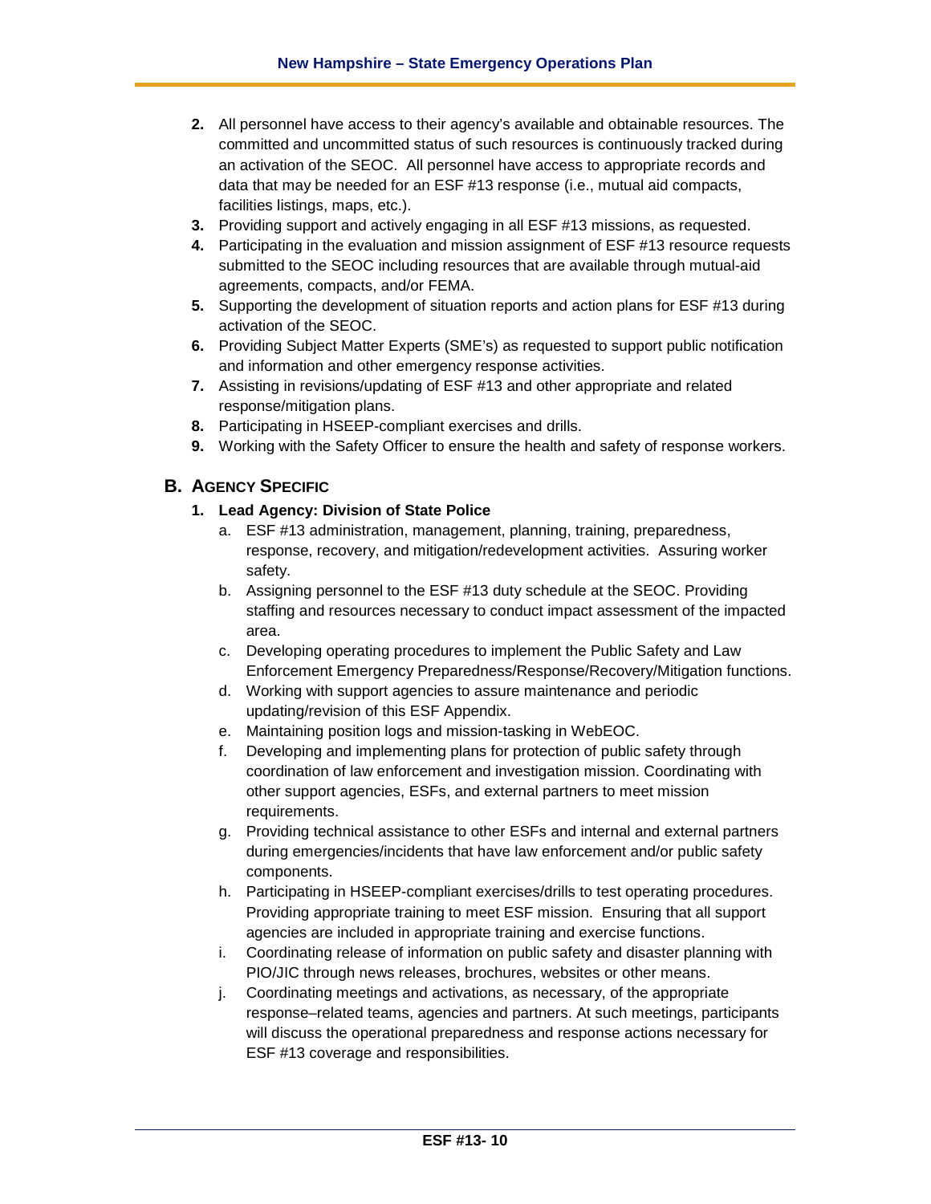2. All personnel have access to their agency's available and obtainable resources. The committed and uncommitted status of such resources is continuously tracked during an activation of the SEOC. All personnel have access to appropriate records and data that may be needed for an ESF #13 response (i.e., mutual aid compacts, facilities listings, maps, etc.).
3. Providing support and actively engaging in all ESF #13 missions, as requested.
4. Participating in the evaluation and mission assignment of ESF #13 resource requests submitted to the SEOC including resources that are available through mutual-aid agreements, compacts, and/or FEMA.
5. Supporting the development of situation reports and action plans for ESF #13 during activation of the SEOC.
6. Providing Subject Matter Experts (SME's) as requested to support public notification and information and other emergency response activities.
7. Assisting in revisions/updating of ESF #13 and other appropriate and related response/mitigation plans.
8. Participating in HSEEP-compliant exercises and drills.
9. Working with the Safety Officer to ensure the health and safety of response workers.

## B. Agency Specific

### 1. Lead Agency: Division of State Police

a. ESF #13 administration, management, planning, training, preparedness, response, recovery, and mitigation/redevelopment activities. Assuring worker safety.

b. Assigning personnel to the ESF #13 duty schedule at the SEOC. Providing staffing and resources necessary to conduct impact assessment of the impacted area.

c. Developing operating procedures to implement the Public Safety and Law Enforcement Emergency Preparedness/Response/Recovery/Mitigation functions.

d. Working with support agencies to assure maintenance and periodic updating/revision of this ESF Appendix.

e. Maintaining position logs and mission-tasking in WebEOC.

f. Developing and implementing plans for protection of public safety through coordination of law enforcement and investigation mission. Coordinating with other support agencies, ESFs, and external partners to meet mission requirements.

g. Providing technical assistance to other ESFs and internal and external partners during emergencies/incidents that have law enforcement and/or public safety components.

h. Participating in HSEEP-compliant exercises/drills to test operating procedures. Providing appropriate training to meet ESF mission. Ensuring that all support agencies are included in appropriate training and exercise functions.

i. Coordinating release of information on public safety and disaster planning with PIO/JIC through news releases, brochures, websites or other means.

j. Coordinating meetings and activations, as necessary, of the appropriate response–related teams, agencies and partners. At such meetings, participants will discuss the operational preparedness and response actions necessary for ESF #13 coverage and responsibilities.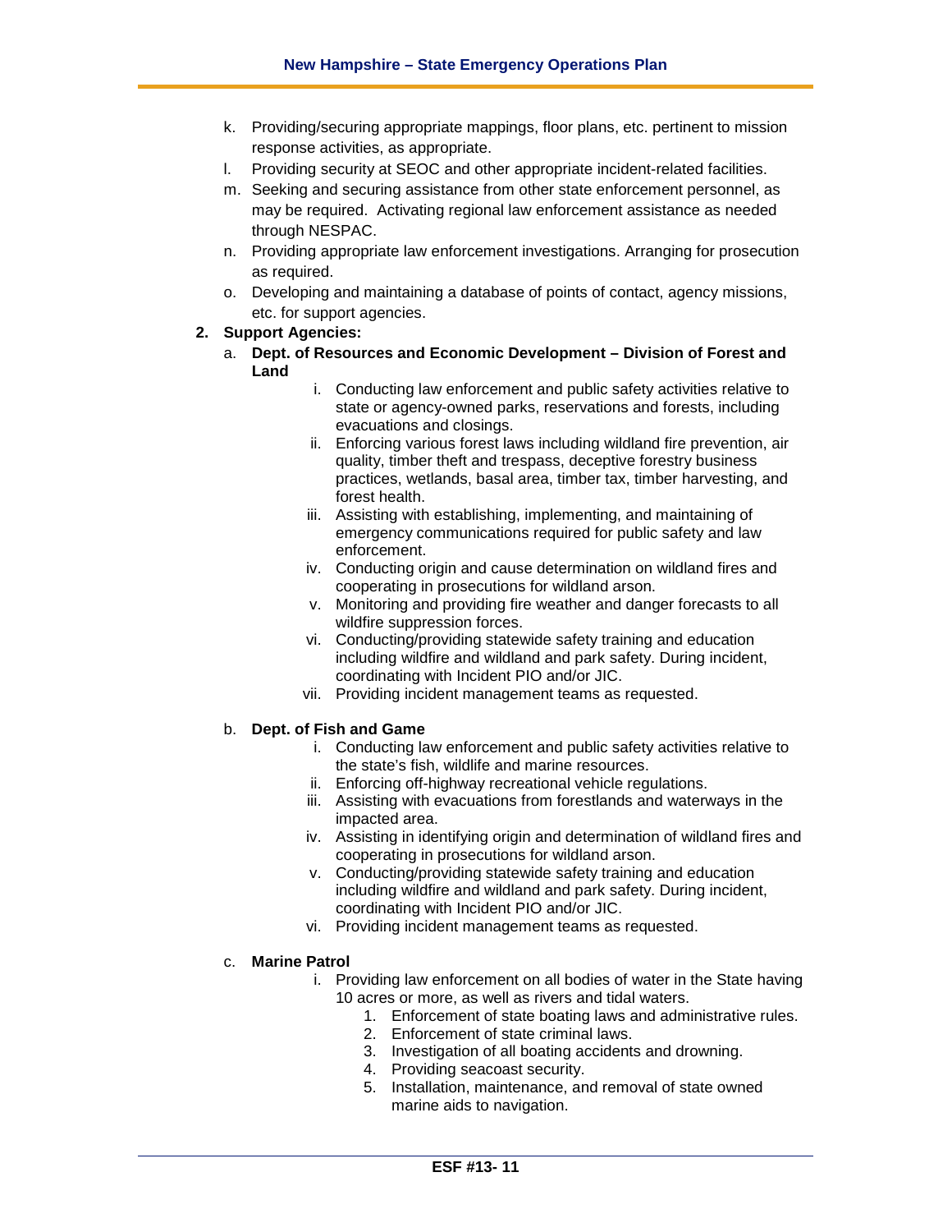k. Providing/securing appropriate mappings, floor plans, etc. pertinent to mission response activities, as appropriate.

l. Providing security at SEOC and other appropriate incident-related facilities.

m. Seeking and securing assistance from other state enforcement personnel, as may be required. Activating regional law enforcement assistance as needed through NESPAC.

n. Providing appropriate law enforcement investigations. Arranging for prosecution as required.

o. Developing and maintaining a database of points of contact, agency missions, etc. for support agencies.

**2. Support Agencies:**

a. **Dept. of Resources and Economic Development – Division of Forest and Land**

   i. Conducting law enforcement and public safety activities relative to state or agency-owned parks, reservations and forests, including evacuations and closings.
   ii. Enforcing various forest laws including wildland fire prevention, air quality, timber theft and trespass, deceptive forestry business practices, wetlands, basal area, timber tax, timber harvesting, and forest health.
   iii. Assisting with establishing, implementing, and maintaining of emergency communications required for public safety and law enforcement.
   iv. Conducting origin and cause determination on wildland fires and cooperating in prosecutions for wildland arson.
   v. Monitoring and providing fire weather and danger forecasts to all wildfire suppression forces.
   vi. Conducting/providing statewide safety training and education including wildfire and wildland and park safety. During incident, coordinating with Incident PIO and/or JIC.
   vii. Providing incident management teams as requested.

b. **Dept. of Fish and Game**

   i. Conducting law enforcement and public safety activities relative to the state's fish, wildlife and marine resources.
   ii. Enforcing off-highway recreational vehicle regulations.
   iii. Assisting with evacuations from forestlands and waterways in the impacted area.
   iv. Assisting in identifying origin and determination of wildland fires and cooperating in prosecutions for wildland arson.
   v. Conducting/providing statewide safety training and education including wildfire and wildland and park safety. During incident, coordinating with Incident PIO and/or JIC.
   vi. Providing incident management teams as requested.

c. **Marine Patrol**

   i. Providing law enforcement on all bodies of water in the State having 10 acres or more, as well as rivers and tidal waters.
      1. Enforcement of state boating laws and administrative rules.
      2. Enforcement of state criminal laws.
      3. Investigation of all boating accidents and drowning.
      4. Providing seacoast security.
      5. Installation, maintenance, and removal of state owned marine aids to navigation.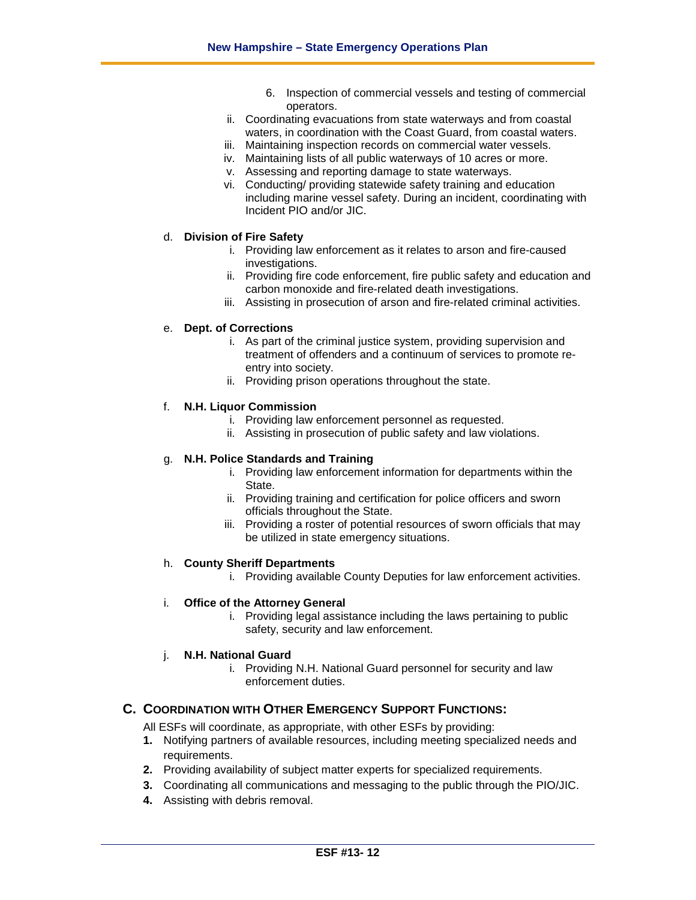6. Inspection of commercial vessels and testing of commercial operators.

ii. Coordinating evacuations from state waterways and from coastal waters, in coordination with the Coast Guard, from coastal waters.
iii. Maintaining inspection records on commercial water vessels.
iv. Maintaining lists of all public waterways of 10 acres or more.
v. Assessing and reporting damage to state waterways.
vi. Conducting/ providing statewide safety training and education including marine vessel safety. During an incident, coordinating with Incident PIO and/or JIC.

d. **Division of Fire Safety**

i. Providing law enforcement as it relates to arson and fire-caused investigations.
ii. Providing fire code enforcement, fire public safety and education and carbon monoxide and fire-related death investigations.
iii. Assisting in prosecution of arson and fire-related criminal activities.

e. **Dept. of Corrections**

i. As part of the criminal justice system, providing supervision and treatment of offenders and a continuum of services to promote re-entry into society.
ii. Providing prison operations throughout the state.

f. **N.H. Liquor Commission**

i. Providing law enforcement personnel as requested.
ii. Assisting in prosecution of public safety and law violations.

g. **N.H. Police Standards and Training**

i. Providing law enforcement information for departments within the State.
ii. Providing training and certification for police officers and sworn officials throughout the State.
iii. Providing a roster of potential resources of sworn officials that may be utilized in state emergency situations.

h. **County Sheriff Departments**

i. Providing available County Deputies for law enforcement activities.

i. **Office of the Attorney General**

i. Providing legal assistance including the laws pertaining to public safety, security and law enforcement.

j. **N.H. National Guard**

i. Providing N.H. National Guard personnel for security and law enforcement duties.

## C. Coordination with Other Emergency Support Functions:

All ESFs will coordinate, as appropriate, with other ESFs by providing:

1. Notifying partners of available resources, including meeting specialized needs and requirements.
2. Providing availability of subject matter experts for specialized requirements.
3. Coordinating all communications and messaging to the public through the PIO/JIC.
4. Assisting with debris removal.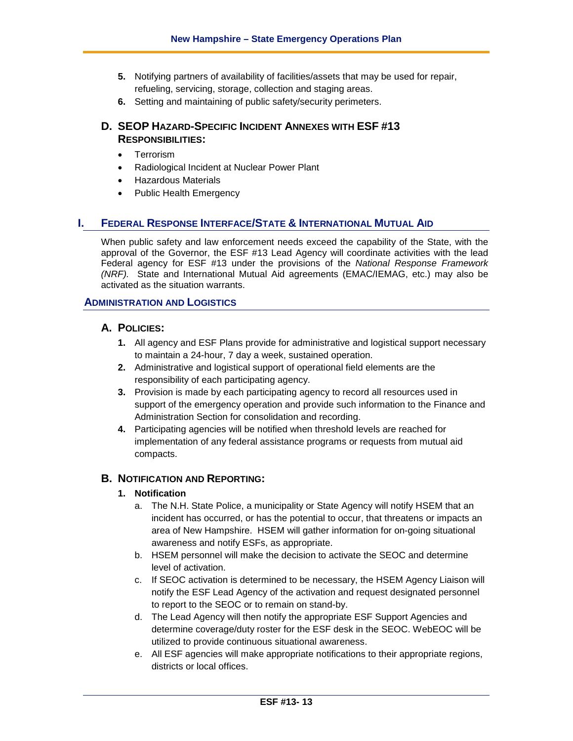5. Notifying partners of availability of facilities/assets that may be used for repair, refueling, servicing, storage, collection and staging areas.
6. Setting and maintaining of public safety/security perimeters.

### D. SEOP Hazard-Specific Incident Annexes with ESF #13 Responsibilities:

- Terrorism
- Radiological Incident at Nuclear Power Plant
- Hazardous Materials
- Public Health Emergency

## I. Federal Response Interface/State & International Mutual Aid

When public safety and law enforcement needs exceed the capability of the State, with the approval of the Governor, the ESF #13 Lead Agency will coordinate activities with the lead Federal agency for ESF #13 under the provisions of the *National Response Framework (NRF).* State and International Mutual Aid agreements (EMAC/IEMAG, etc.) may also be activated as the situation warrants.

## Administration and Logistics

### A. Policies:

1. All agency and ESF Plans provide for administrative and logistical support necessary to maintain a 24-hour, 7 day a week, sustained operation.
2. Administrative and logistical support of operational field elements are the responsibility of each participating agency.
3. Provision is made by each participating agency to record all resources used in support of the emergency operation and provide such information to the Finance and Administration Section for consolidation and recording.
4. Participating agencies will be notified when threshold levels are reached for implementation of any federal assistance programs or requests from mutual aid compacts.

### B. Notification and Reporting:

**1. Notification**

a. The N.H. State Police, a municipality or State Agency will notify HSEM that an incident has occurred, or has the potential to occur, that threatens or impacts an area of New Hampshire. HSEM will gather information for on-going situational awareness and notify ESFs, as appropriate.

b. HSEM personnel will make the decision to activate the SEOC and determine level of activation.

c. If SEOC activation is determined to be necessary, the HSEM Agency Liaison will notify the ESF Lead Agency of the activation and request designated personnel to report to the SEOC or to remain on stand-by.

d. The Lead Agency will then notify the appropriate ESF Support Agencies and determine coverage/duty roster for the ESF desk in the SEOC. WebEOC will be utilized to provide continuous situational awareness.

e. All ESF agencies will make appropriate notifications to their appropriate regions, districts or local offices.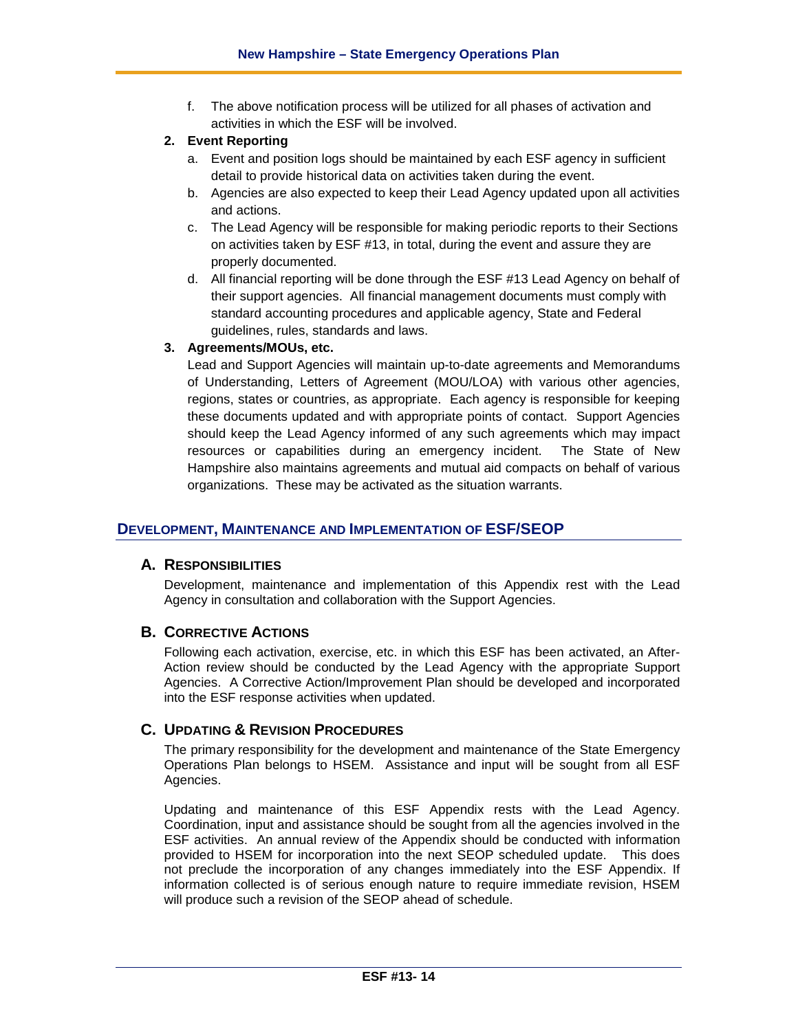f. The above notification process will be utilized for all phases of activation and activities in which the ESF will be involved.

2. **Event Reporting**

    a. Event and position logs should be maintained by each ESF agency in sufficient detail to provide historical data on activities taken during the event.

    b. Agencies are also expected to keep their Lead Agency updated upon all activities and actions.

    c. The Lead Agency will be responsible for making periodic reports to their Sections on activities taken by ESF #13, in total, during the event and assure they are properly documented.

    d. All financial reporting will be done through the ESF #13 Lead Agency on behalf of their support agencies. All financial management documents must comply with standard accounting procedures and applicable agency, State and Federal guidelines, rules, standards and laws.

3. **Agreements/MOUs, etc.**

    Lead and Support Agencies will maintain up-to-date agreements and Memorandums of Understanding, Letters of Agreement (MOU/LOA) with various other agencies, regions, states or countries, as appropriate. Each agency is responsible for keeping these documents updated and with appropriate points of contact. Support Agencies should keep the Lead Agency informed of any such agreements which may impact resources or capabilities during an emergency incident. The State of New Hampshire also maintains agreements and mutual aid compacts on behalf of various organizations. These may be activated as the situation warrants.

## Development, Maintenance and Implementation of ESF/SEOP

### A. Responsibilities

Development, maintenance and implementation of this Appendix rest with the Lead Agency in consultation and collaboration with the Support Agencies.

### B. Corrective Actions

Following each activation, exercise, etc. in which this ESF has been activated, an After-Action review should be conducted by the Lead Agency with the appropriate Support Agencies. A Corrective Action/Improvement Plan should be developed and incorporated into the ESF response activities when updated.

### C. Updating & Revision Procedures

The primary responsibility for the development and maintenance of the State Emergency Operations Plan belongs to HSEM. Assistance and input will be sought from all ESF Agencies.

Updating and maintenance of this ESF Appendix rests with the Lead Agency. Coordination, input and assistance should be sought from all the agencies involved in the ESF activities. An annual review of the Appendix should be conducted with information provided to HSEM for incorporation into the next SEOP scheduled update. This does not preclude the incorporation of any changes immediately into the ESF Appendix. If information collected is of serious enough nature to require immediate revision, HSEM will produce such a revision of the SEOP ahead of schedule.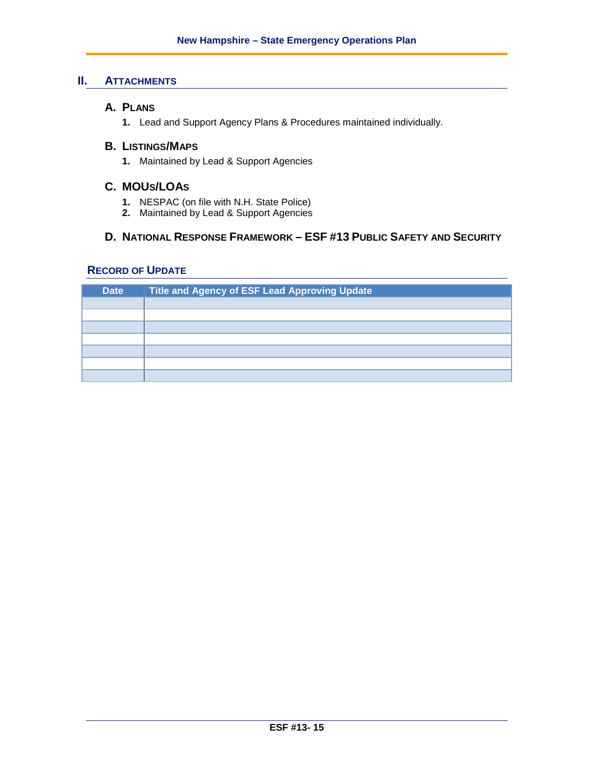## II. Attachments

### A. Plans

1. Lead and Support Agency Plans & Procedures maintained individually.

### B. Listings/Maps

1. Maintained by Lead & Support Agencies

### C. MOUs/LOAs

1. NESPAC (on file with N.H. State Police)
2. Maintained by Lead & Support Agencies

### D. National Response Framework – ESF #13 Public Safety and Security

## Record of Update

| Date | Title and Agency of ESF Lead Approving Update |
|---|---|
| | |
| | |
| | |
| | |
| | |
| | |
| | |